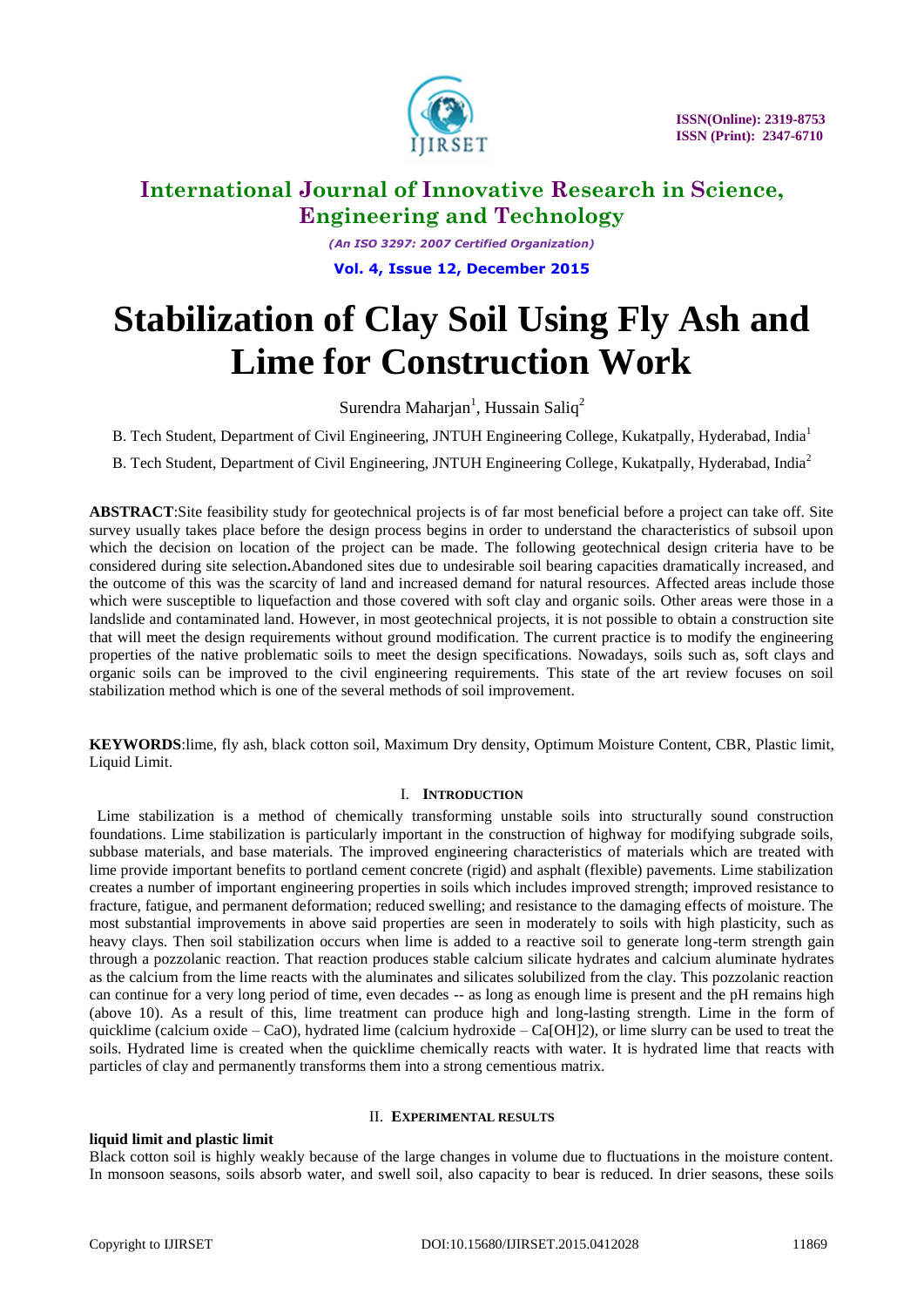# International Journal of Innovative Research in Science, Engineering and Technology

*(An ISO 3297: 2007 Certified Organization)*

**Vol. 4, Issue 12, December 2015**

# Stabilization of Clay Soil Using Fly Ash and Lime for Construction Work

Surendra Maharjan[1], Hussain Saliq[2]

B. Tech Student, Department of Civil Engineering, JNTUH Engineering College, Kukatpally, Hyderabad, India[1]

B. Tech Student, Department of Civil Engineering, JNTUH Engineering College, Kukatpally, Hyderabad, India[2]

**ABSTRACT**:Site feasibility study for geotechnical projects is of far most beneficial before a project can take off. Site survey usually takes place before the design process begins in order to understand the characteristics of subsoil upon which the decision on location of the project can be made. The following geotechnical design criteria have to be considered during site selection**.**Abandoned sites due to undesirable soil bearing capacities dramatically increased, and the outcome of this was the scarcity of land and increased demand for natural resources. Affected areas include those which were susceptible to liquefaction and those covered with soft clay and organic soils. Other areas were those in a landslide and contaminated land. However, in most geotechnical projects, it is not possible to obtain a construction site that will meet the design requirements without ground modification. The current practice is to modify the engineering properties of the native problematic soils to meet the design specifications. Nowadays, soils such as, soft clays and organic soils can be improved to the civil engineering requirements. This state of the art review focuses on soil stabilization method which is one of the several methods of soil improvement.

**KEYWORDS**:lime, fly ash, black cotton soil, Maximum Dry density, Optimum Moisture Content, CBR, Plastic limit, Liquid Limit.

## I. INTRODUCTION

Lime stabilization is a method of chemically transforming unstable soils into structurally sound construction foundations. Lime stabilization is particularly important in the construction of highway for modifying subgrade soils, subbase materials, and base materials. The improved engineering characteristics of materials which are treated with lime provide important benefits to portland cement concrete (rigid) and asphalt (flexible) pavements. Lime stabilization creates a number of important engineering properties in soils which includes improved strength; improved resistance to fracture, fatigue, and permanent deformation; reduced swelling; and resistance to the damaging effects of moisture. The most substantial improvements in above said properties are seen in moderately to soils with high plasticity, such as heavy clays. Then soil stabilization occurs when lime is added to a reactive soil to generate long-term strength gain through a pozzolanic reaction. That reaction produces stable calcium silicate hydrates and calcium aluminate hydrates as the calcium from the lime reacts with the aluminates and silicates solubilized from the clay. This pozzolanic reaction can continue for a very long period of time, even decades -- as long as enough lime is present and the pH remains high (above 10). As a result of this, lime treatment can produce high and long-lasting strength. Lime in the form of quicklime (calcium oxide – CaO), hydrated lime (calcium hydroxide – Ca[OH]2), or lime slurry can be used to treat the soils. Hydrated lime is created when the quicklime chemically reacts with water. It is hydrated lime that reacts with particles of clay and permanently transforms them into a strong cementious matrix.

## II. EXPERIMENTAL RESULTS

**liquid limit and plastic limit**

Black cotton soil is highly weakly because of the large changes in volume due to fluctuations in the moisture content. In monsoon seasons, soils absorb water, and swell soil, also capacity to bear is reduced. In drier seasons, these soils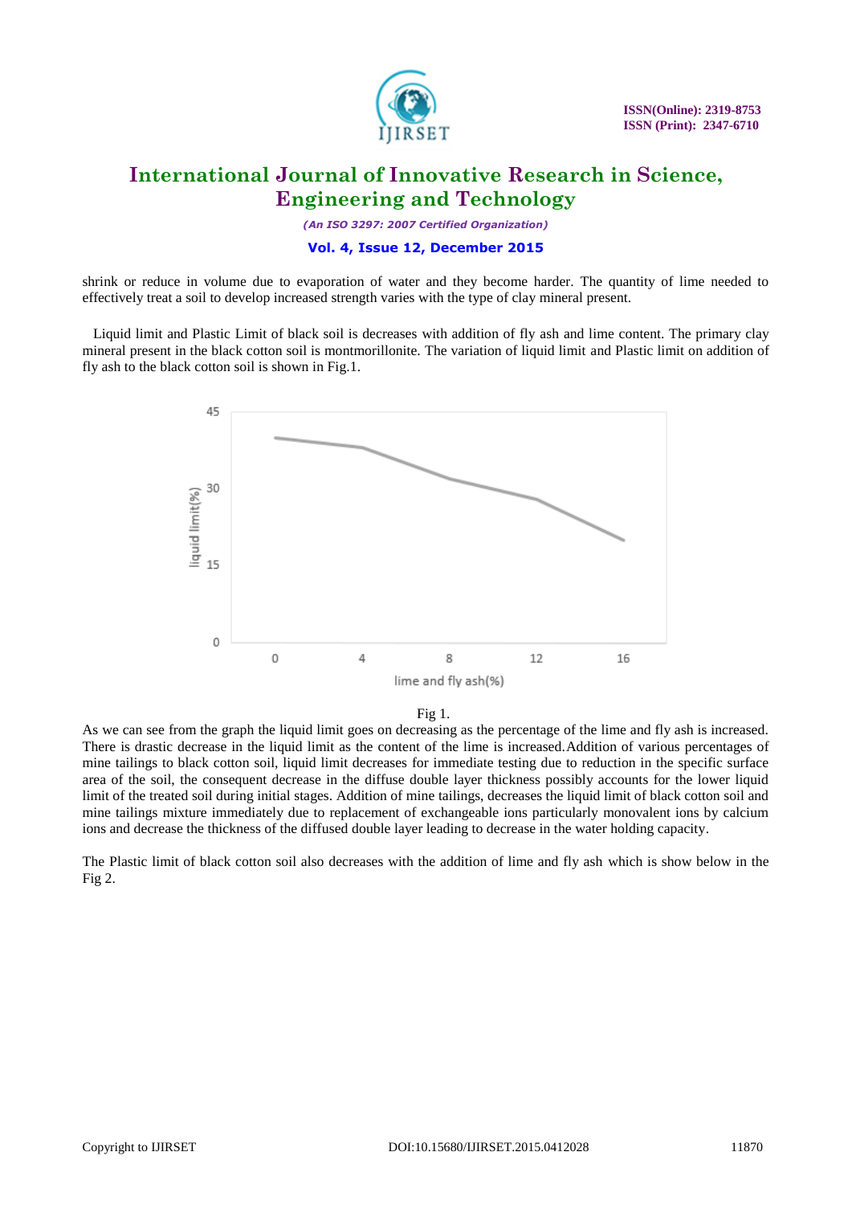shrink or reduce in volume due to evaporation of water and they become harder. The quantity of lime needed to effectively treat a soil to develop increased strength varies with the type of clay mineral present.

Liquid limit and Plastic Limit of black soil is decreases with addition of fly ash and lime content. The primary clay mineral present in the black cotton soil is montmorillonite. The variation of liquid limit and Plastic limit on addition of fly ash to the black cotton soil is shown in Fig.1.

Fig 1.

As we can see from the graph the liquid limit goes on decreasing as the percentage of the lime and fly ash is increased. There is drastic decrease in the liquid limit as the content of the lime is increased. Addition of various percentages of mine tailings to black cotton soil, liquid limit decreases for immediate testing due to reduction in the specific surface area of the soil, the consequent decrease in the diffuse double layer thickness possibly accounts for the lower liquid limit of the treated soil during initial stages. Addition of mine tailings, decreases the liquid limit of black cotton soil and mine tailings mixture immediately due to replacement of exchangeable ions particularly monovalent ions by calcium ions and decrease the thickness of the diffused double layer leading to decrease in the water holding capacity.

The Plastic limit of black cotton soil also decreases with the addition of lime and fly ash which is show below in the Fig 2.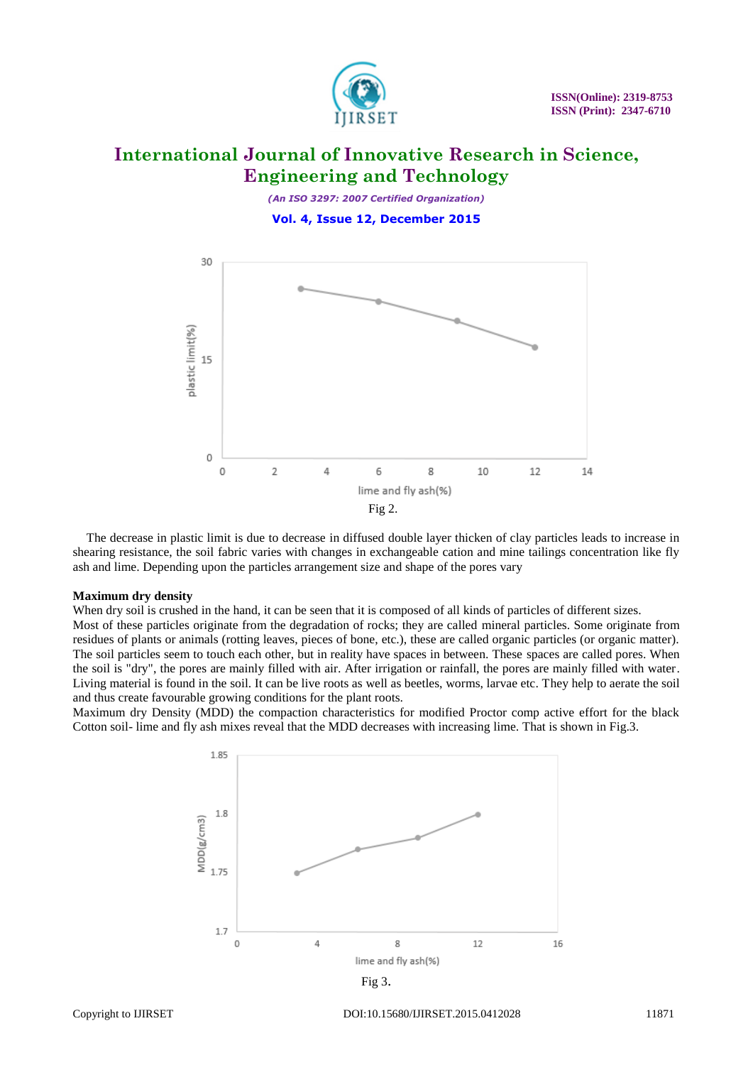Fig 2.

The decrease in plastic limit is due to decrease in diffused double layer thicken of clay particles leads to increase in shearing resistance, the soil fabric varies with changes in exchangeable cation and mine tailings concentration like fly ash and lime. Depending upon the particles arrangement size and shape of the pores vary

**Maximum dry density**

When dry soil is crushed in the hand, it can be seen that it is composed of all kinds of particles of different sizes. Most of these particles originate from the degradation of rocks; they are called mineral particles. Some originate from residues of plants or animals (rotting leaves, pieces of bone, etc.), these are called organic particles (or organic matter). The soil particles seem to touch each other, but in reality have spaces in between. These spaces are called pores. When the soil is "dry", the pores are mainly filled with air. After irrigation or rainfall, the pores are mainly filled with water. Living material is found in the soil. It can be live roots as well as beetles, worms, larvae etc. They help to aerate the soil and thus create favourable growing conditions for the plant roots.

Maximum dry Density (MDD) the compaction characteristics for modified Proctor comp active effort for the black Cotton soil- lime and fly ash mixes reveal that the MDD decreases with increasing lime. That is shown in Fig.3.

Fig 3.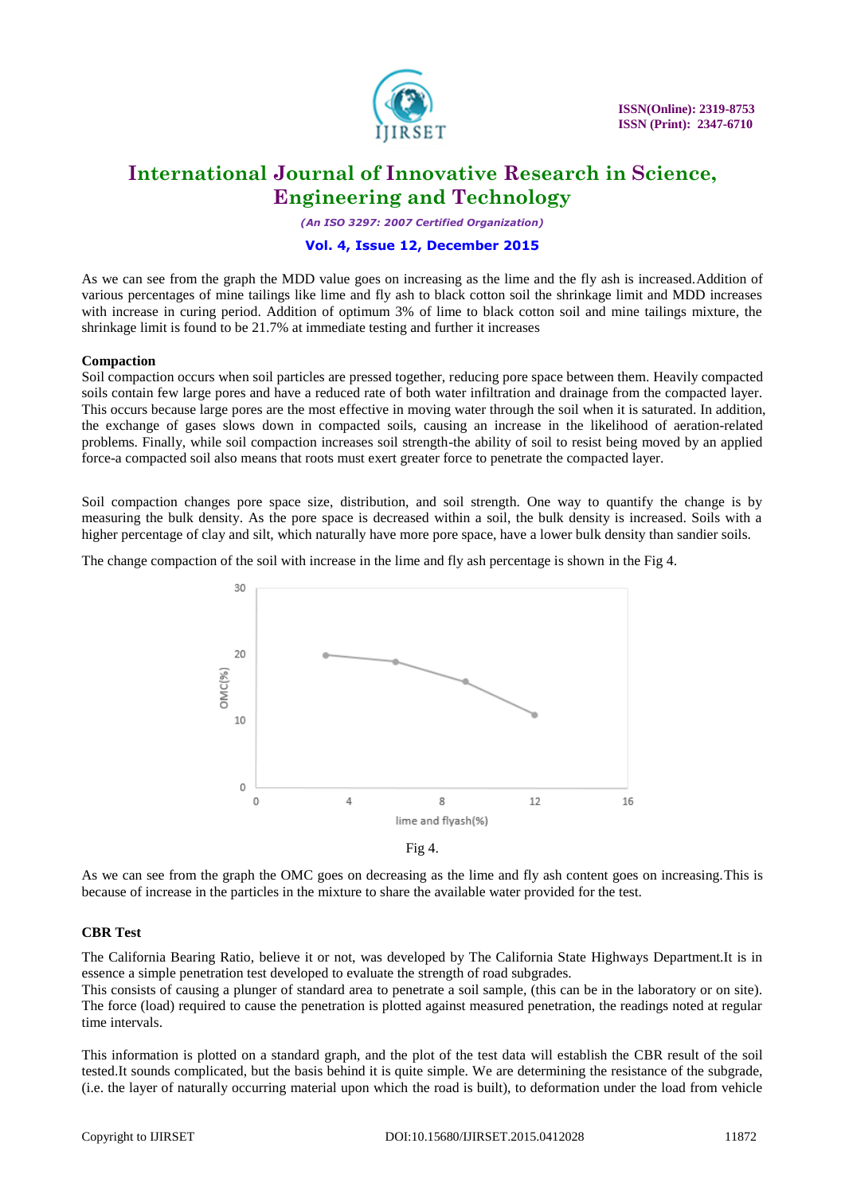As we can see from the graph the MDD value goes on increasing as the lime and the fly ash is increased.Addition of various percentages of mine tailings like lime and fly ash to black cotton soil the shrinkage limit and MDD increases with increase in curing period. Addition of optimum 3% of lime to black cotton soil and mine tailings mixture, the shrinkage limit is found to be 21.7% at immediate testing and further it increases

**Compaction**

Soil compaction occurs when soil particles are pressed together, reducing pore space between them. Heavily compacted soils contain few large pores and have a reduced rate of both water infiltration and drainage from the compacted layer. This occurs because large pores are the most effective in moving water through the soil when it is saturated. In addition, the exchange of gases slows down in compacted soils, causing an increase in the likelihood of aeration-related problems. Finally, while soil compaction increases soil strength-the ability of soil to resist being moved by an applied force-a compacted soil also means that roots must exert greater force to penetrate the compacted layer.

Soil compaction changes pore space size, distribution, and soil strength. One way to quantify the change is by measuring the bulk density. As the pore space is decreased within a soil, the bulk density is increased. Soils with a higher percentage of clay and silt, which naturally have more pore space, have a lower bulk density than sandier soils.

The change compaction of the soil with increase in the lime and fly ash percentage is shown in the Fig 4.

Fig 4.

As we can see from the graph the OMC goes on decreasing as the lime and fly ash content goes on increasing.This is because of increase in the particles in the mixture to share the available water provided for the test.

**CBR Test**

The California Bearing Ratio, believe it or not, was developed by The California State Highways Department.It is in essence a simple penetration test developed to evaluate the strength of road subgrades.
This consists of causing a plunger of standard area to penetrate a soil sample, (this can be in the laboratory or on site). The force (load) required to cause the penetration is plotted against measured penetration, the readings noted at regular time intervals.

This information is plotted on a standard graph, and the plot of the test data will establish the CBR result of the soil tested.It sounds complicated, but the basis behind it is quite simple. We are determining the resistance of the subgrade, (i.e. the layer of naturally occurring material upon which the road is built), to deformation under the load from vehicle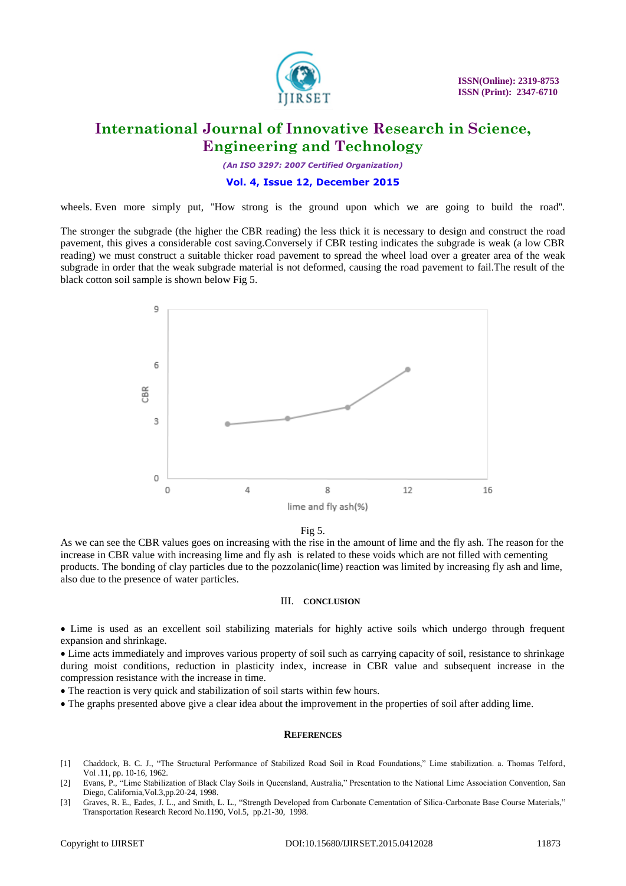wheels. Even more simply put, "How strong is the ground upon which we are going to build the road".

The stronger the subgrade (the higher the CBR reading) the less thick it is necessary to design and construct the road pavement, this gives a considerable cost saving.Conversely if CBR testing indicates the subgrade is weak (a low CBR reading) we must construct a suitable thicker road pavement to spread the wheel load over a greater area of the weak subgrade in order that the weak subgrade material is not deformed, causing the road pavement to fail.The result of the black cotton soil sample is shown below Fig 5.

Fig 5.

As we can see the CBR values goes on increasing with the rise in the amount of lime and the fly ash. The reason for the increase in CBR value with increasing lime and fly ash is related to these voids which are not filled with cementing products. The bonding of clay particles due to the pozzolanic(lime) reaction was limited by increasing fly ash and lime, also due to the presence of water particles.

## III. CONCLUSION

- Lime is used as an excellent soil stabilizing materials for highly active soils which undergo through frequent expansion and shrinkage.
- Lime acts immediately and improves various property of soil such as carrying capacity of soil, resistance to shrinkage during moist conditions, reduction in plasticity index, increase in CBR value and subsequent increase in the compression resistance with the increase in time.
- The reaction is very quick and stabilization of soil starts within few hours.
- The graphs presented above give a clear idea about the improvement in the properties of soil after adding lime.

## REFERENCES

[1] Chaddock, B. C. J., "The Structural Performance of Stabilized Road Soil in Road Foundations," Lime stabilization. a. Thomas Telford, Vol .11, pp. 10-16, 1962.

[2] Evans, P., "Lime Stabilization of Black Clay Soils in Queensland, Australia," Presentation to the National Lime Association Convention, San Diego, California,Vol.3,pp.20-24, 1998.

[3] Graves, R. E., Eades, J. L., and Smith, L. L., "Strength Developed from Carbonate Cementation of Silica-Carbonate Base Course Materials," Transportation Research Record No.1190, Vol.5, pp.21-30, 1998.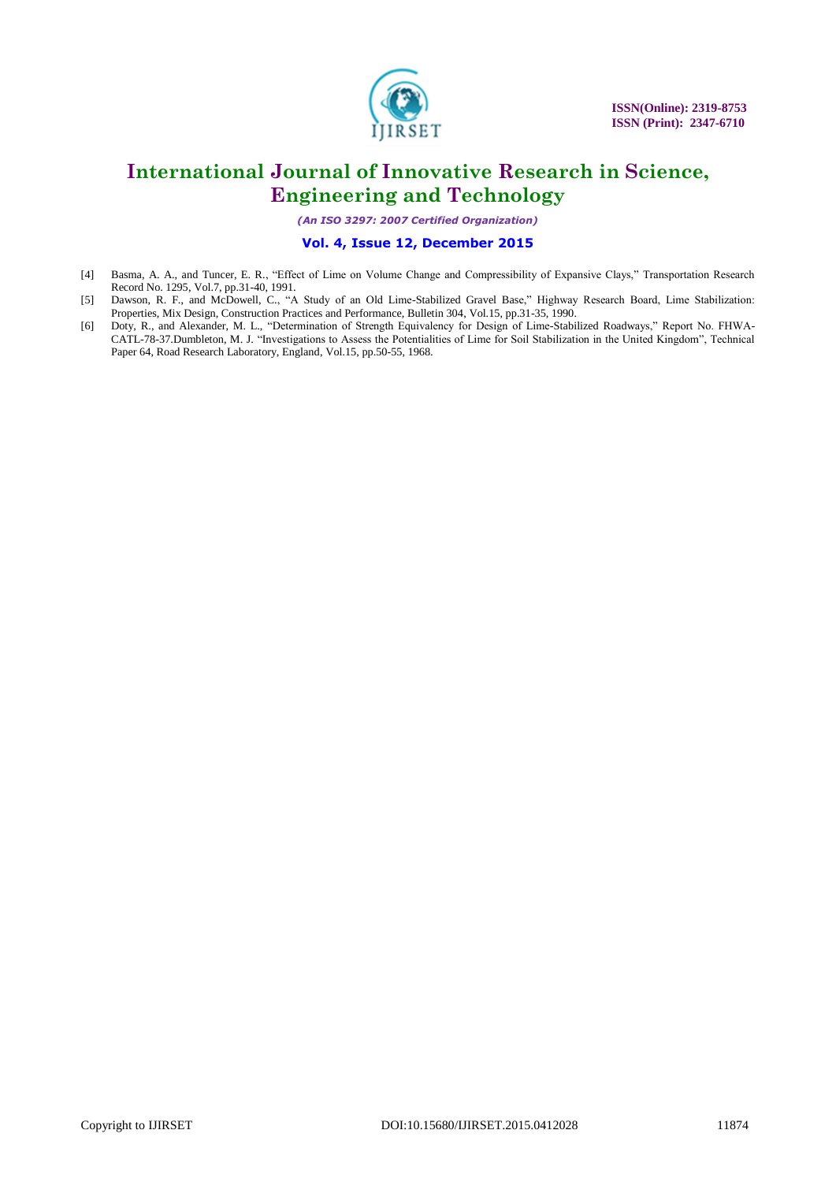[4] Basma, A. A., and Tuncer, E. R., "Effect of Lime on Volume Change and Compressibility of Expansive Clays," Transportation Research Record No. 1295, Vol.7, pp.31-40, 1991.

[5] Dawson, R. F., and McDowell, C., "A Study of an Old Lime-Stabilized Gravel Base," Highway Research Board, Lime Stabilization: Properties, Mix Design, Construction Practices and Performance, Bulletin 304, Vol.15, pp.31-35, 1990.

[6] Doty, R., and Alexander, M. L., "Determination of Strength Equivalency for Design of Lime-Stabilized Roadways," Report No. FHWA-CATL-78-37.Dumbleton, M. J. "Investigations to Assess the Potentialities of Lime for Soil Stabilization in the United Kingdom", Technical Paper 64, Road Research Laboratory, England, Vol.15, pp.50-55, 1968.